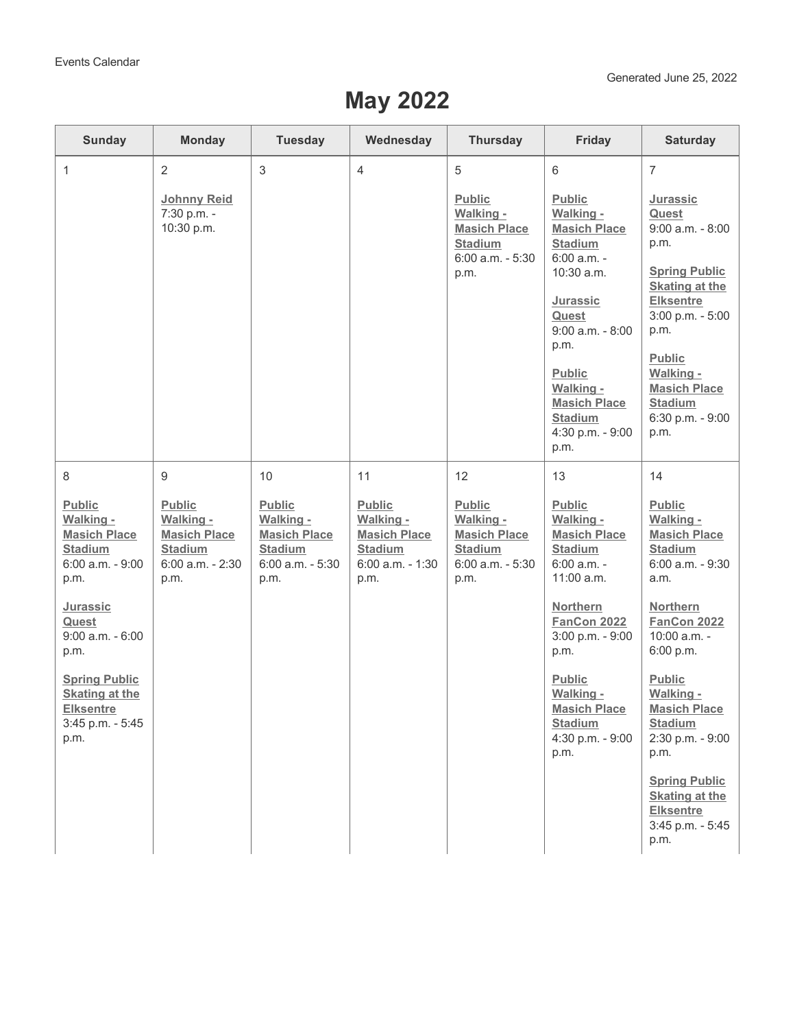Events Calendar

Generated June 25, 2022

# May 2022

| Sunday | Monday | Tuesday | Wednesday | Thursday | Friday | Saturday |
|---|---|---|---|---|---|---|
| 1 | 2<br><br>**Johnny Reid**<br>7:30 p.m. - 10:30 p.m. | 3 | 4 | 5<br><br>**Public Walking - Masich Place Stadium**<br>6:00 a.m. - 5:30 p.m. | 6<br><br>**Public Walking - Masich Place Stadium**<br>6:00 a.m. - 10:30 a.m.<br><br>**Jurassic Quest**<br>9:00 a.m. - 8:00 p.m.<br><br>**Public Walking - Masich Place Stadium**<br>4:30 p.m. - 9:00 p.m. | 7<br><br>**Jurassic Quest**<br>9:00 a.m. - 8:00 p.m.<br><br>**Spring Public Skating at the Elksentre**<br>3:00 p.m. - 5:00 p.m.<br><br>**Public Walking - Masich Place Stadium**<br>6:30 p.m. - 9:00 p.m. |
| 8<br><br>**Public Walking - Masich Place Stadium**<br>6:00 a.m. - 9:00 p.m.<br><br>**Jurassic Quest**<br>9:00 a.m. - 6:00 p.m.<br><br>**Spring Public Skating at the Elksentre**<br>3:45 p.m. - 5:45 p.m. | 9<br><br>**Public Walking - Masich Place Stadium**<br>6:00 a.m. - 2:30 p.m. | 10<br><br>**Public Walking - Masich Place Stadium**<br>6:00 a.m. - 5:30 p.m. | 11<br><br>**Public Walking - Masich Place Stadium**<br>6:00 a.m. - 1:30 p.m. | 12<br><br>**Public Walking - Masich Place Stadium**<br>6:00 a.m. - 5:30 p.m. | 13<br><br>**Public Walking - Masich Place Stadium**<br>6:00 a.m. - 11:00 a.m.<br><br>**Northern FanCon 2022**<br>3:00 p.m. - 9:00 p.m.<br><br>**Public Walking - Masich Place Stadium**<br>4:30 p.m. - 9:00 p.m. | 14<br><br>**Public Walking - Masich Place Stadium**<br>6:00 a.m. - 9:30 a.m.<br><br>**Northern FanCon 2022**<br>10:00 a.m. - 6:00 p.m.<br><br>**Public Walking - Masich Place Stadium**<br>2:30 p.m. - 9:00 p.m.<br><br>**Spring Public Skating at the Elksentre**<br>3:45 p.m. - 5:45 p.m. |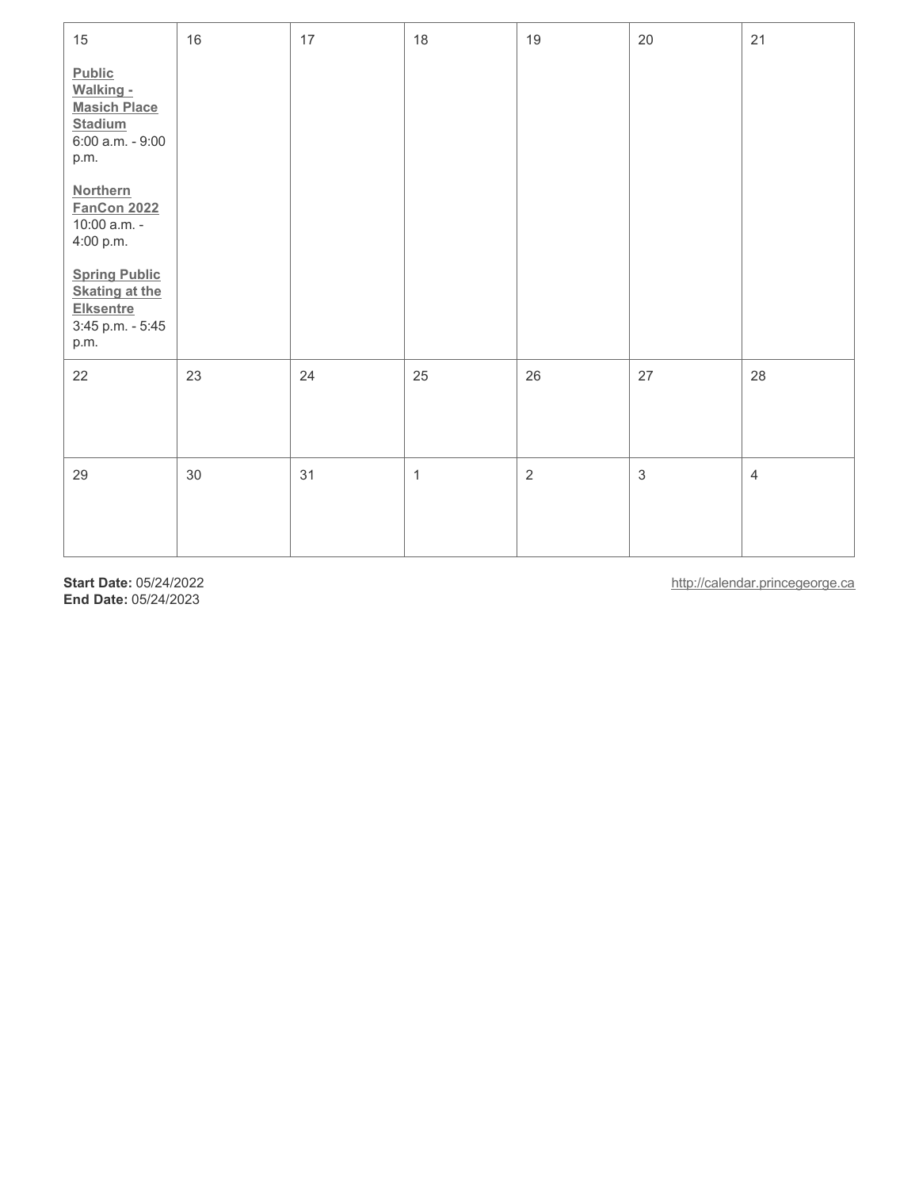| | | | | | | |
|---|---|---|---|---|---|---|
| 15<br><br>**Public Walking - Masich Place Stadium**<br>6:00 a.m. - 9:00 p.m.<br><br>**Northern FanCon 2022**<br>10:00 a.m. - 4:00 p.m.<br><br>**Spring Public Skating at the Elksentre**<br>3:45 p.m. - 5:45 p.m. | 16 | 17 | 18 | 19 | 20 | 21 |
| 22 | 23 | 24 | 25 | 26 | 27 | 28 |
| 29 | 30 | 31 | 1 | 2 | 3 | 4 |

**Start Date:** 05/24/2022
**End Date:** 05/24/2023

http://calendar.princegeorge.ca